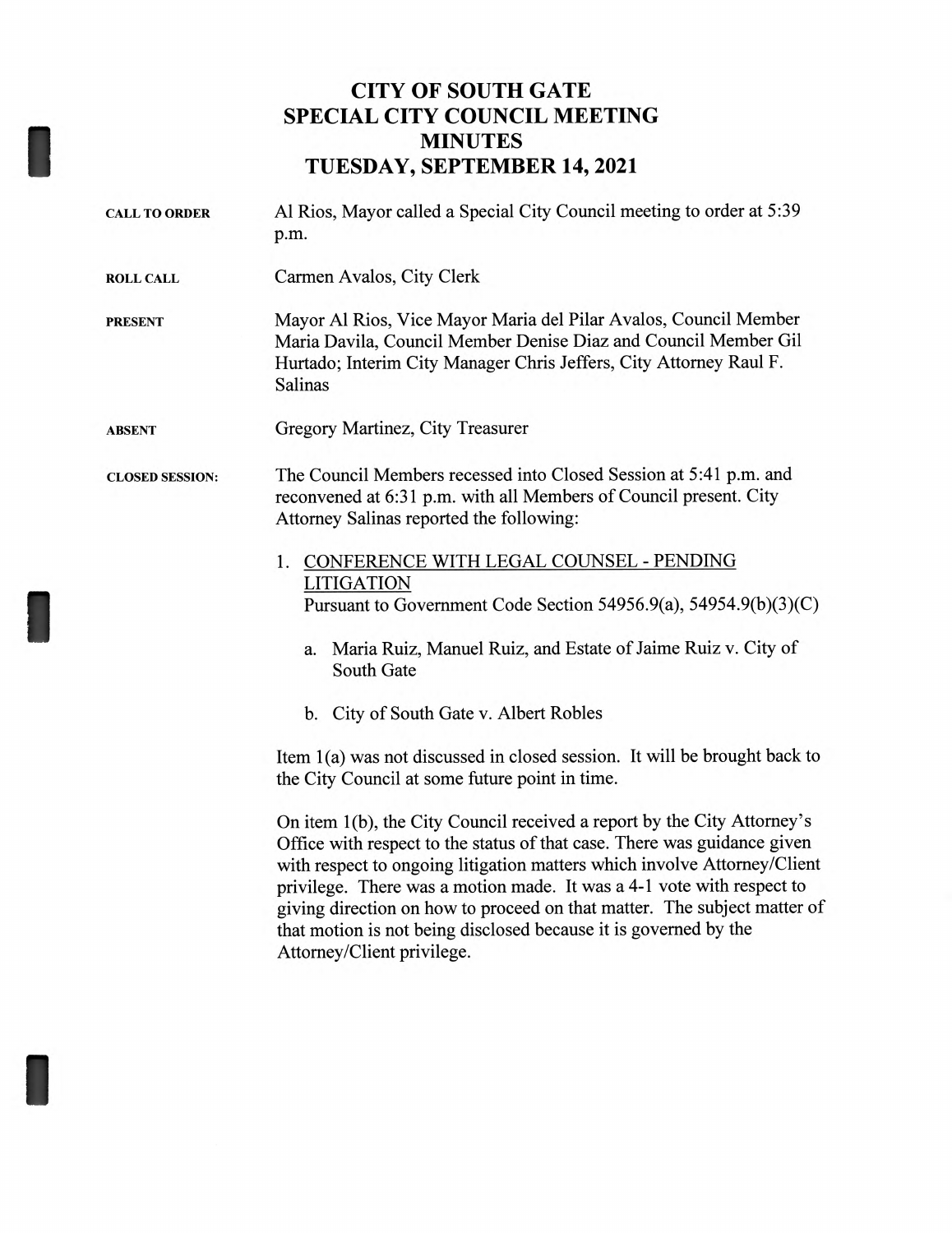# CITY OF SOUTH GATE
# SPECIAL CITY COUNCIL MEETING
# MINUTES
# TUESDAY, SEPTEMBER 14, 2021

**CALL TO ORDER** Al Rios, Mayor called a Special City Council meeting to order at 5:39 p.m.

**ROLL CALL** Carmen Avalos, City Clerk

**PRESENT** Mayor Al Rios, Vice Mayor Maria del Pilar Avalos, Council Member Maria Davila, Council Member Denise Diaz and Council Member Gil Hurtado; Interim City Manager Chris Jeffers, City Attorney Raul F. Salinas

**ABSENT** Gregory Martinez, City Treasurer

**CLOSED SESSION:** The Council Members recessed into Closed Session at 5:41 p.m. and reconvened at 6:31 p.m. with all Members of Council present. City Attorney Salinas reported the following:

1. CONFERENCE WITH LEGAL COUNSEL - PENDING LITIGATION
   Pursuant to Government Code Section 54956.9(a), 54954.9(b)(3)(C)

   a. Maria Ruiz, Manuel Ruiz, and Estate of Jaime Ruiz v. City of South Gate

   b. City of South Gate v. Albert Robles

Item 1(a) was not discussed in closed session. It will be brought back to the City Council at some future point in time.

On item 1(b), the City Council received a report by the City Attorney's Office with respect to the status of that case. There was guidance given with respect to ongoing litigation matters which involve Attorney/Client privilege. There was a motion made. It was a 4-1 vote with respect to giving direction on how to proceed on that matter. The subject matter of that motion is not being disclosed because it is governed by the Attorney/Client privilege.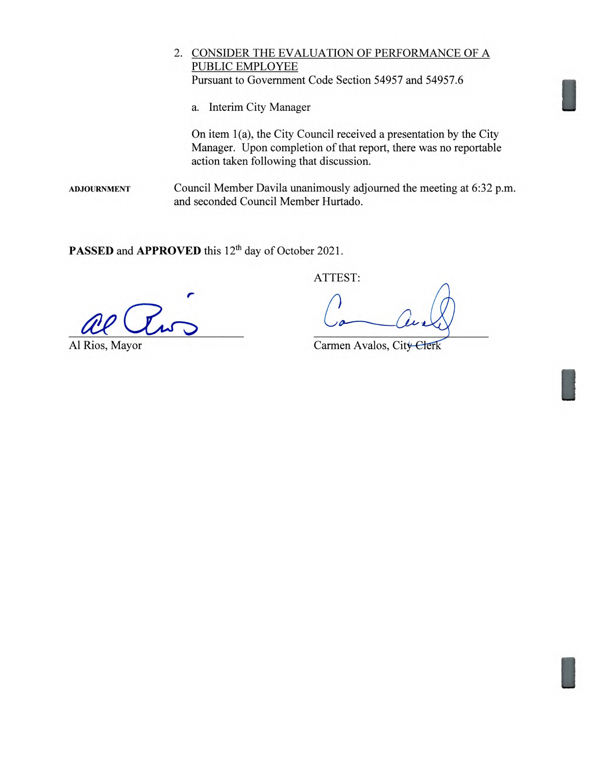2. <u>CONSIDER THE EVALUATION OF PERFORMANCE OF A PUBLIC EMPLOYEE</u>
   Pursuant to Government Code Section 54957 and 54957.6

   a. Interim City Manager

   On item 1(a), the City Council received a presentation by the City Manager. Upon completion of that report, there was no reportable action taken following that discussion.

**ADJOURNMENT** Council Member Davila unanimously adjourned the meeting at 6:32 p.m. and seconded Council Member Hurtado.

**PASSED** and **APPROVED** this 12th day of October 2021.

ATTEST:

Al Rios, Mayor

Carmen Avalos, City Clerk